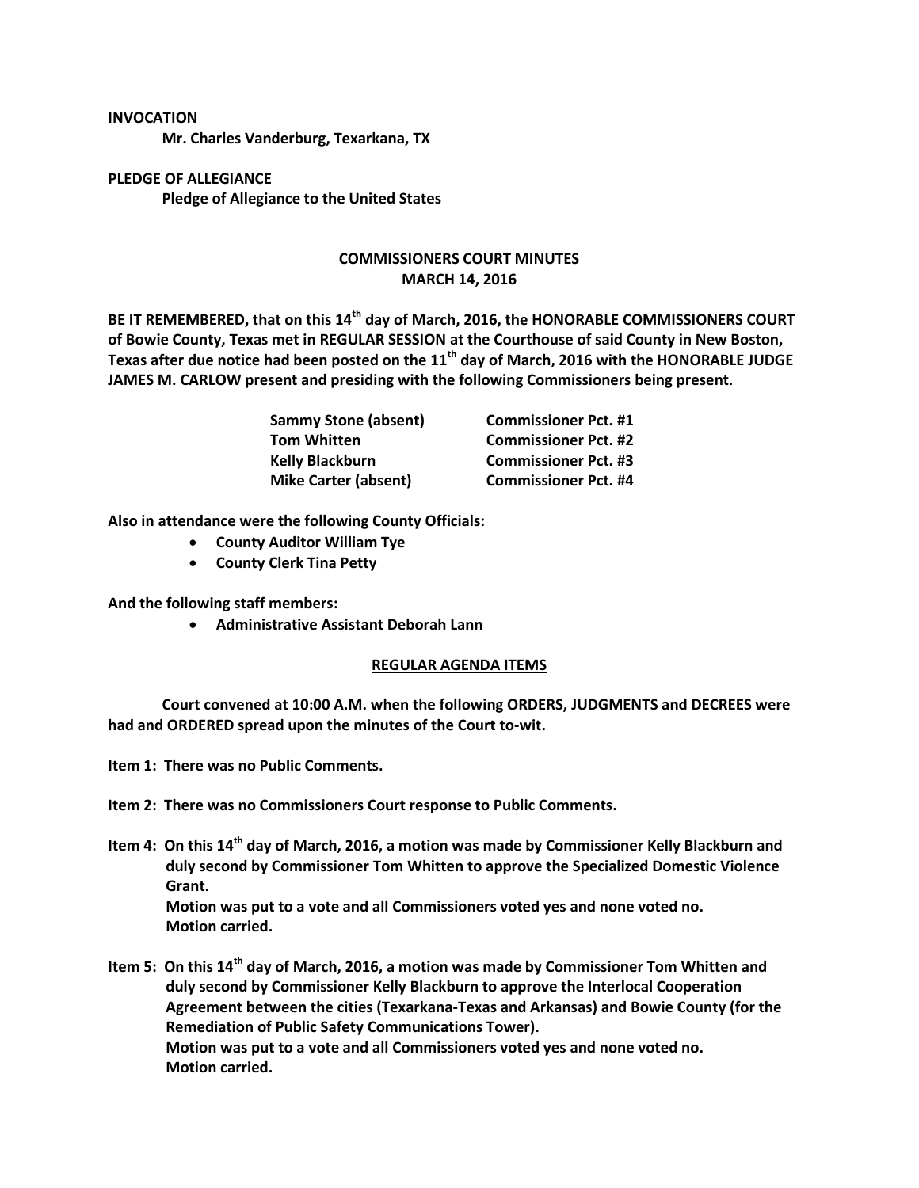**INVOCATION**

**Mr. Charles Vanderburg, Texarkana, TX**

**PLEDGE OF ALLEGIANCE**

**Pledge of Allegiance to the United States**

**COMMISSIONERS COURT MINUTES**
**MARCH 14, 2016**

**BE IT REMEMBERED, that on this 14th day of March, 2016, the HONORABLE COMMISSIONERS COURT of Bowie County, Texas met in REGULAR SESSION at the Courthouse of said County in New Boston, Texas after due notice had been posted on the 11th day of March, 2016 with the HONORABLE JUDGE JAMES M. CARLOW present and presiding with the following Commissioners being present.**

| | |
|---|---|
| **Sammy Stone (absent)** | **Commissioner Pct. #1** |
| **Tom Whitten** | **Commissioner Pct. #2** |
| **Kelly Blackburn** | **Commissioner Pct. #3** |
| **Mike Carter (absent)** | **Commissioner Pct. #4** |

**Also in attendance were the following County Officials:**

- **County Auditor William Tye**
- **County Clerk Tina Petty**

**And the following staff members:**

- **Administrative Assistant Deborah Lann**

**REGULAR AGENDA ITEMS**

**Court convened at 10:00 A.M. when the following ORDERS, JUDGMENTS and DECREES were had and ORDERED spread upon the minutes of the Court to-wit.**

**Item 1: There was no Public Comments.**

**Item 2: There was no Commissioners Court response to Public Comments.**

**Item 4: On this 14th day of March, 2016, a motion was made by Commissioner Kelly Blackburn and duly second by Commissioner Tom Whitten to approve the Specialized Domestic Violence Grant.**
**Motion was put to a vote and all Commissioners voted yes and none voted no.**
**Motion carried.**

**Item 5: On this 14th day of March, 2016, a motion was made by Commissioner Tom Whitten and duly second by Commissioner Kelly Blackburn to approve the Interlocal Cooperation Agreement between the cities (Texarkana-Texas and Arkansas) and Bowie County (for the Remediation of Public Safety Communications Tower).**
**Motion was put to a vote and all Commissioners voted yes and none voted no.**
**Motion carried.**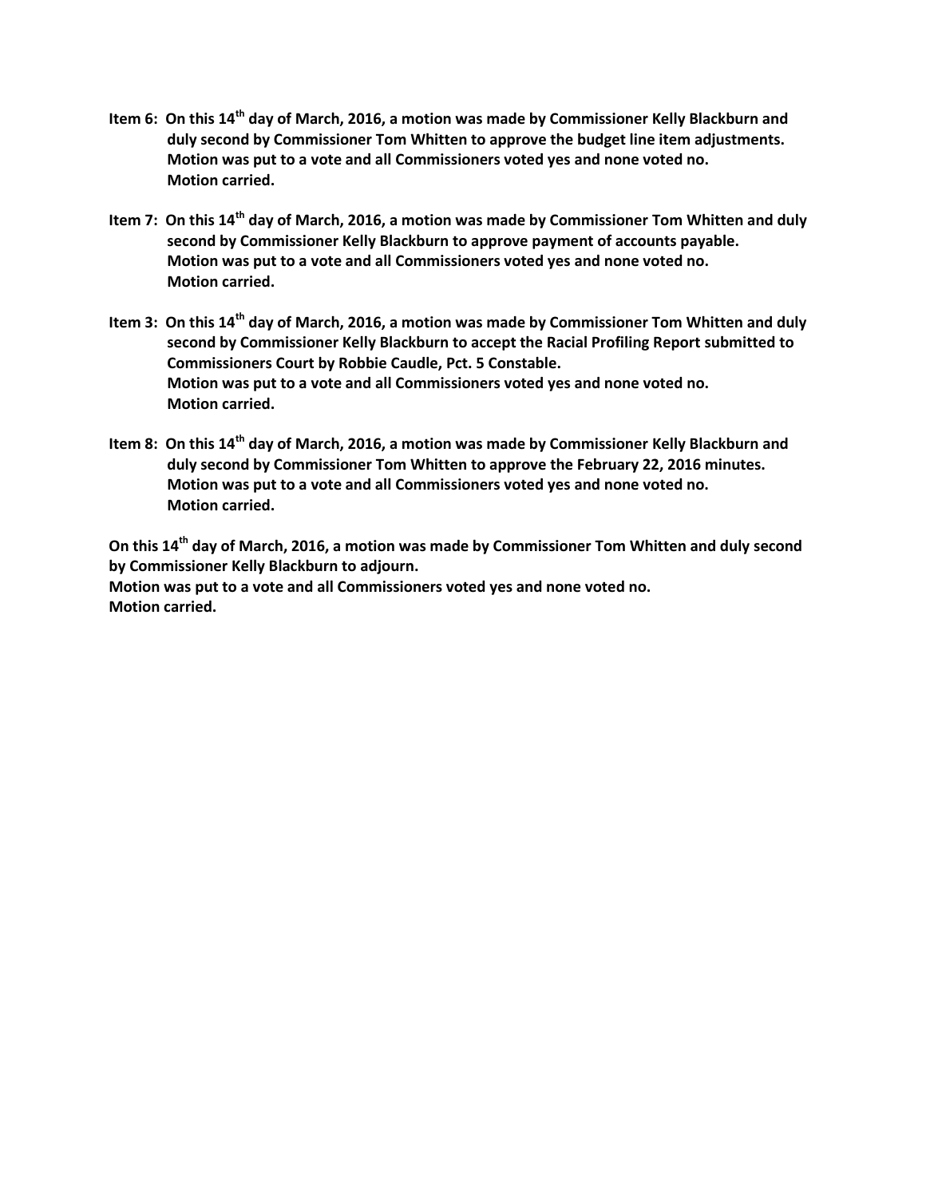**Item 6: On this 14th day of March, 2016, a motion was made by Commissioner Kelly Blackburn and duly second by Commissioner Tom Whitten to approve the budget line item adjustments. Motion was put to a vote and all Commissioners voted yes and none voted no. Motion carried.**

**Item 7: On this 14th day of March, 2016, a motion was made by Commissioner Tom Whitten and duly second by Commissioner Kelly Blackburn to approve payment of accounts payable. Motion was put to a vote and all Commissioners voted yes and none voted no. Motion carried.**

**Item 3: On this 14th day of March, 2016, a motion was made by Commissioner Tom Whitten and duly second by Commissioner Kelly Blackburn to accept the Racial Profiling Report submitted to Commissioners Court by Robbie Caudle, Pct. 5 Constable. Motion was put to a vote and all Commissioners voted yes and none voted no. Motion carried.**

**Item 8: On this 14th day of March, 2016, a motion was made by Commissioner Kelly Blackburn and duly second by Commissioner Tom Whitten to approve the February 22, 2016 minutes. Motion was put to a vote and all Commissioners voted yes and none voted no. Motion carried.**

**On this 14th day of March, 2016, a motion was made by Commissioner Tom Whitten and duly second by Commissioner Kelly Blackburn to adjourn.**
**Motion was put to a vote and all Commissioners voted yes and none voted no.**
**Motion carried.**